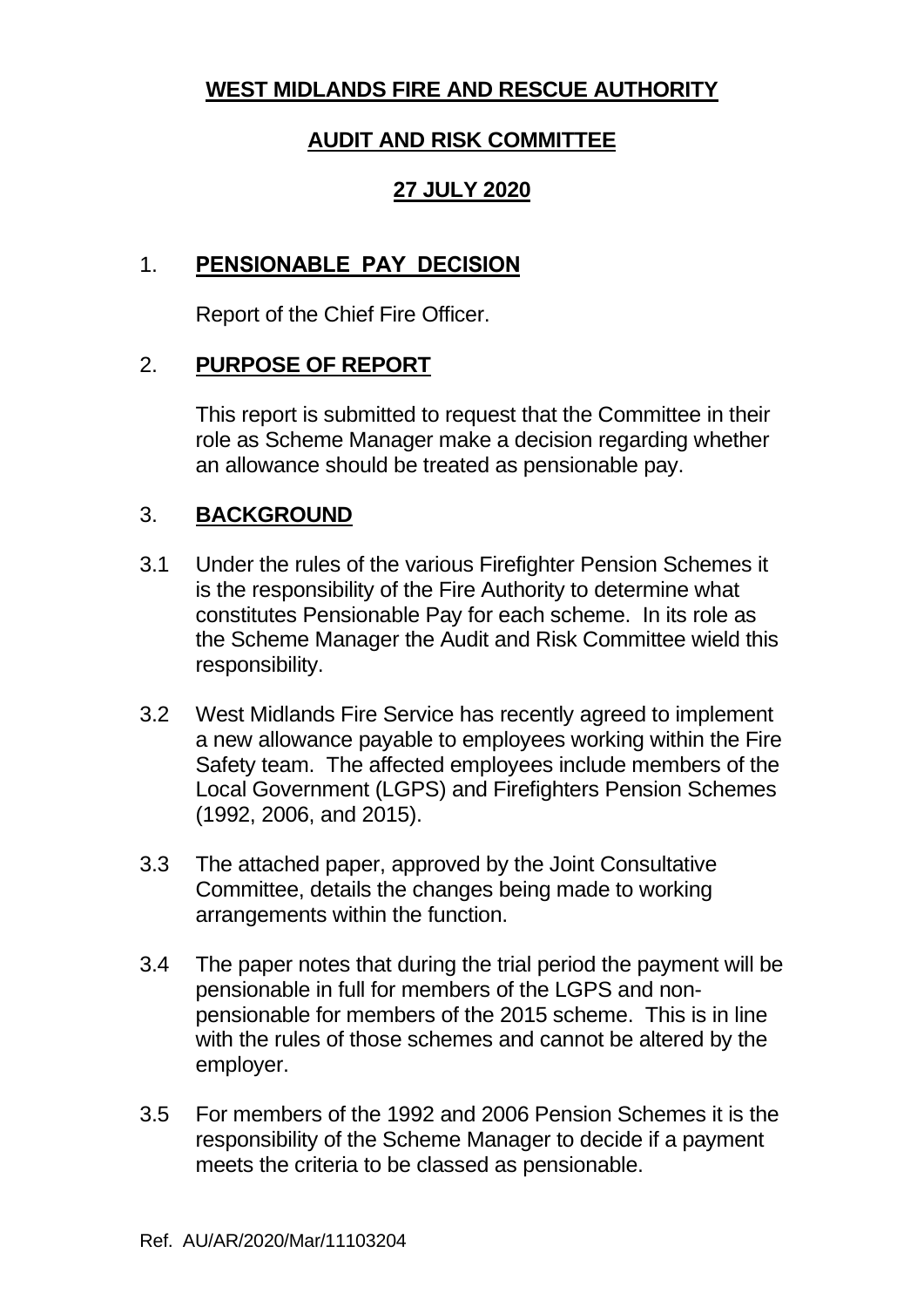**WEST MIDLANDS FIRE AND RESCUE AUTHORITY**

**AUDIT AND RISK COMMITTEE**

**27 JULY 2020**

## 1. PENSIONABLE PAY DECISION

Report of the Chief Fire Officer.

## 2. PURPOSE OF REPORT

This report is submitted to request that the Committee in their role as Scheme Manager make a decision regarding whether an allowance should be treated as pensionable pay.

## 3. BACKGROUND

3.1 Under the rules of the various Firefighter Pension Schemes it is the responsibility of the Fire Authority to determine what constitutes Pensionable Pay for each scheme. In its role as the Scheme Manager the Audit and Risk Committee wield this responsibility.

3.2 West Midlands Fire Service has recently agreed to implement a new allowance payable to employees working within the Fire Safety team. The affected employees include members of the Local Government (LGPS) and Firefighters Pension Schemes (1992, 2006, and 2015).

3.3 The attached paper, approved by the Joint Consultative Committee, details the changes being made to working arrangements within the function.

3.4 The paper notes that during the trial period the payment will be pensionable in full for members of the LGPS and non-pensionable for members of the 2015 scheme. This is in line with the rules of those schemes and cannot be altered by the employer.

3.5 For members of the 1992 and 2006 Pension Schemes it is the responsibility of the Scheme Manager to decide if a payment meets the criteria to be classed as pensionable.

Ref. AU/AR/2020/Mar/11103204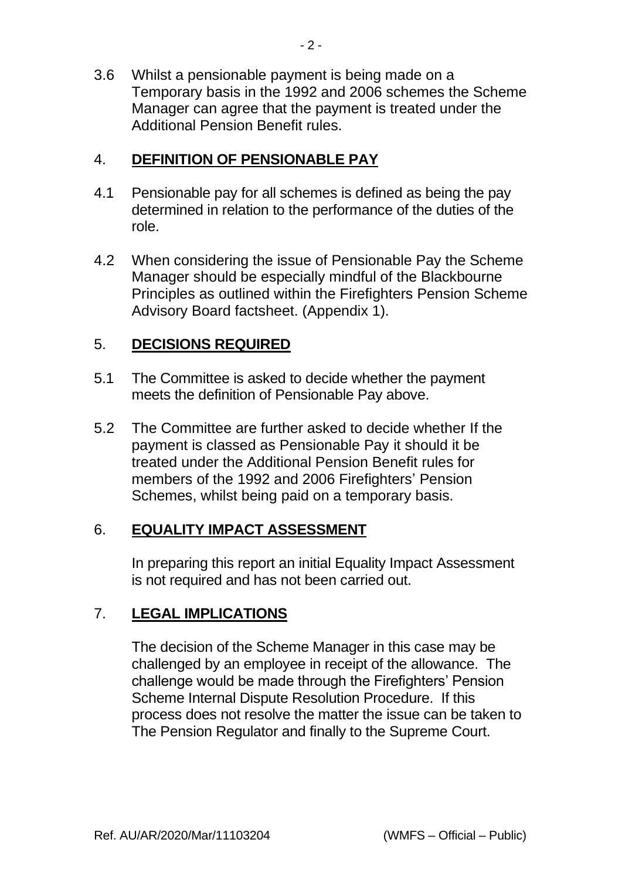3.6 Whilst a pensionable payment is being made on a Temporary basis in the 1992 and 2006 schemes the Scheme Manager can agree that the payment is treated under the Additional Pension Benefit rules.

## 4. **DEFINITION OF PENSIONABLE PAY**

4.1 Pensionable pay for all schemes is defined as being the pay determined in relation to the performance of the duties of the role.

4.2 When considering the issue of Pensionable Pay the Scheme Manager should be especially mindful of the Blackbourne Principles as outlined within the Firefighters Pension Scheme Advisory Board factsheet. (Appendix 1).

## 5. **DECISIONS REQUIRED**

5.1 The Committee is asked to decide whether the payment meets the definition of Pensionable Pay above.

5.2 The Committee are further asked to decide whether If the payment is classed as Pensionable Pay it should it be treated under the Additional Pension Benefit rules for members of the 1992 and 2006 Firefighters' Pension Schemes, whilst being paid on a temporary basis.

## 6. **EQUALITY IMPACT ASSESSMENT**

In preparing this report an initial Equality Impact Assessment is not required and has not been carried out.

## 7. **LEGAL IMPLICATIONS**

The decision of the Scheme Manager in this case may be challenged by an employee in receipt of the allowance. The challenge would be made through the Firefighters' Pension Scheme Internal Dispute Resolution Procedure. If this process does not resolve the matter the issue can be taken to The Pension Regulator and finally to the Supreme Court.

Ref. AU/AR/2020/Mar/11103204 (WMFS – Official – Public)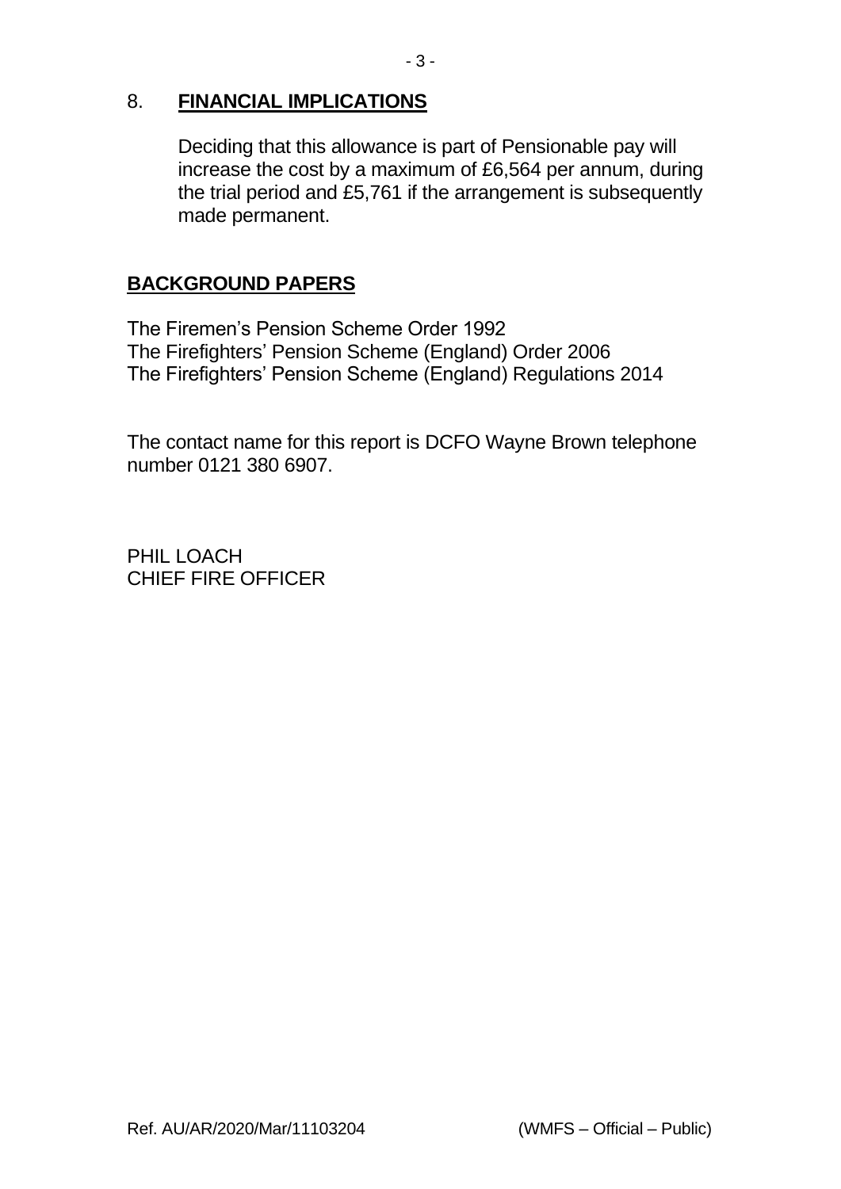## 8. **FINANCIAL IMPLICATIONS**

Deciding that this allowance is part of Pensionable pay will increase the cost by a maximum of £6,564 per annum, during the trial period and £5,761 if the arrangement is subsequently made permanent.

## **BACKGROUND PAPERS**

The Firemen's Pension Scheme Order 1992
The Firefighters' Pension Scheme (England) Order 2006
The Firefighters' Pension Scheme (England) Regulations 2014

The contact name for this report is DCFO Wayne Brown telephone number 0121 380 6907.

PHIL LOACH
CHIEF FIRE OFFICER